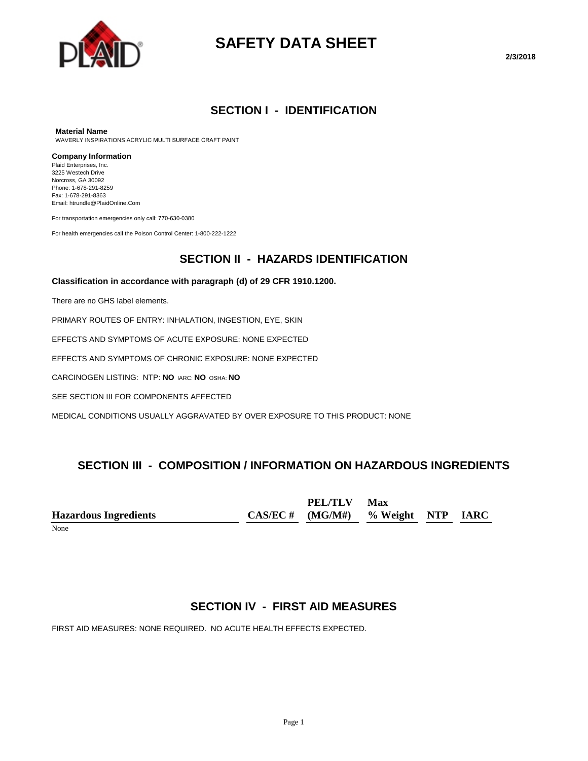# SAFETY DATA SHEET

2/3/2018

## SECTION I - IDENTIFICATION

**Material Name**

WAVERLY INSPIRATIONS ACRYLIC MULTI SURFACE CRAFT PAINT

**Company Information**

Plaid Enterprises, Inc.
3225 Westech Drive
Norcross, GA 30092
Phone: 1-678-291-8259
Fax: 1-678-291-8363
Email: htrundle@PlaidOnline.Com

For transportation emergencies only call: 770-630-0380

For health emergencies call the Poison Control Center: 1-800-222-1222

## SECTION II - HAZARDS IDENTIFICATION

**Classification in accordance with paragraph (d) of 29 CFR 1910.1200.**

There are no GHS label elements.

PRIMARY ROUTES OF ENTRY: INHALATION, INGESTION, EYE, SKIN

EFFECTS AND SYMPTOMS OF ACUTE EXPOSURE: NONE EXPECTED

EFFECTS AND SYMPTOMS OF CHRONIC EXPOSURE: NONE EXPECTED

CARCINOGEN LISTING: NTP: **NO** IARC: **NO** OSHA: **NO**

SEE SECTION III FOR COMPONENTS AFFECTED

MEDICAL CONDITIONS USUALLY AGGRAVATED BY OVER EXPOSURE TO THIS PRODUCT: NONE

## SECTION III - COMPOSITION / INFORMATION ON HAZARDOUS INGREDIENTS

| Hazardous Ingredients | CAS/EC # | PEL/TLV (MG/M#) | Max % Weight | NTP | IARC |
|---|---|---|---|---|---|
| None | | | | | |

## SECTION IV - FIRST AID MEASURES

FIRST AID MEASURES: NONE REQUIRED. NO ACUTE HEALTH EFFECTS EXPECTED.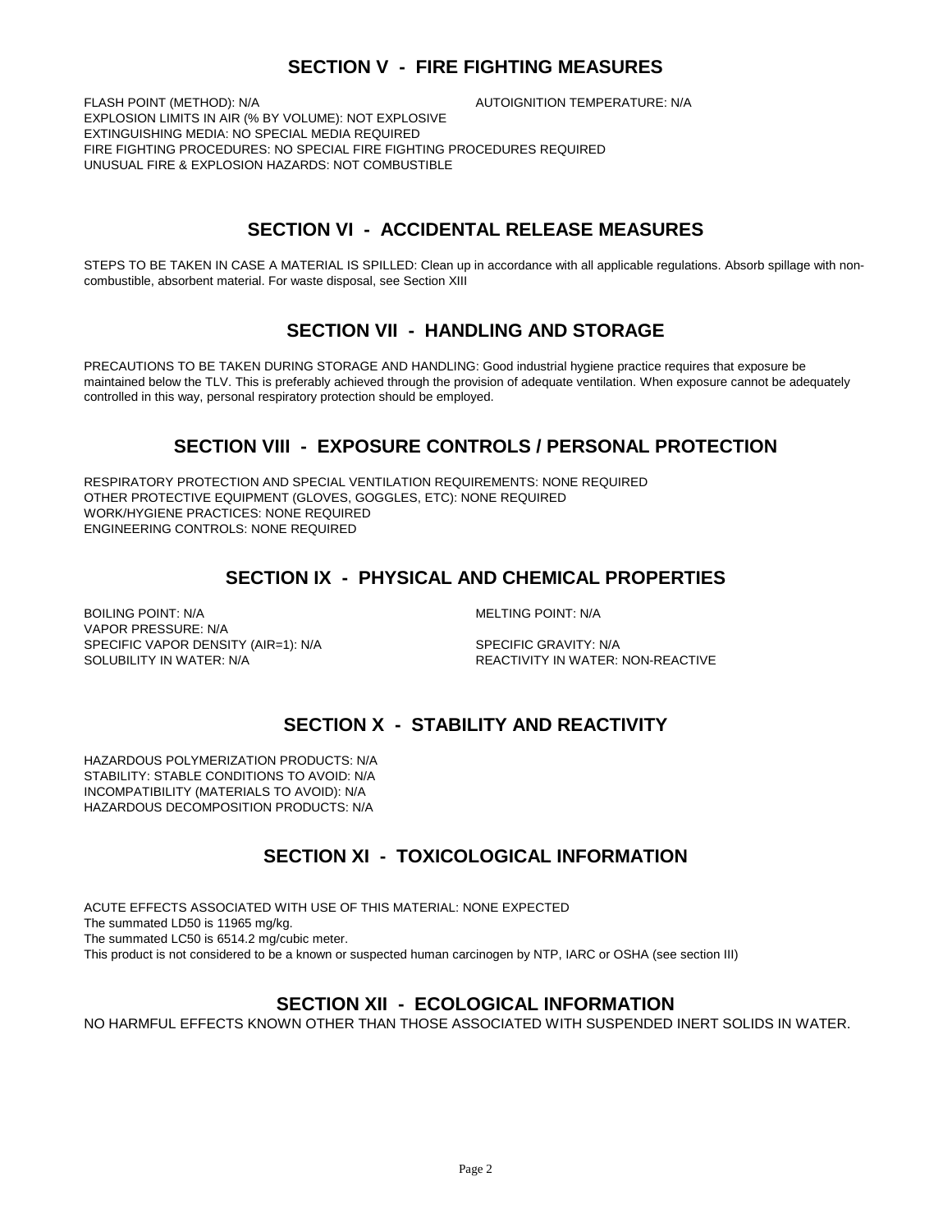## SECTION V - FIRE FIGHTING MEASURES

FLASH POINT (METHOD): N/A

AUTOIGNITION TEMPERATURE: N/A

EXPLOSION LIMITS IN AIR (% BY VOLUME): NOT EXPLOSIVE

EXTINGUISHING MEDIA: NO SPECIAL MEDIA REQUIRED

FIRE FIGHTING PROCEDURES: NO SPECIAL FIRE FIGHTING PROCEDURES REQUIRED

UNUSUAL FIRE & EXPLOSION HAZARDS: NOT COMBUSTIBLE

## SECTION VI - ACCIDENTAL RELEASE MEASURES

STEPS TO BE TAKEN IN CASE A MATERIAL IS SPILLED: Clean up in accordance with all applicable regulations. Absorb spillage with non-combustible, absorbent material. For waste disposal, see Section XIII

## SECTION VII - HANDLING AND STORAGE

PRECAUTIONS TO BE TAKEN DURING STORAGE AND HANDLING: Good industrial hygiene practice requires that exposure be maintained below the TLV. This is preferably achieved through the provision of adequate ventilation. When exposure cannot be adequately controlled in this way, personal respiratory protection should be employed.

## SECTION VIII - EXPOSURE CONTROLS / PERSONAL PROTECTION

RESPIRATORY PROTECTION AND SPECIAL VENTILATION REQUIREMENTS: NONE REQUIRED

OTHER PROTECTIVE EQUIPMENT (GLOVES, GOGGLES, ETC): NONE REQUIRED

WORK/HYGIENE PRACTICES: NONE REQUIRED

ENGINEERING CONTROLS: NONE REQUIRED

## SECTION IX - PHYSICAL AND CHEMICAL PROPERTIES

BOILING POINT: N/A

MELTING POINT: N/A

VAPOR PRESSURE: N/A

SPECIFIC VAPOR DENSITY (AIR=1): N/A

SPECIFIC GRAVITY: N/A

SOLUBILITY IN WATER: N/A

REACTIVITY IN WATER: NON-REACTIVE

## SECTION X - STABILITY AND REACTIVITY

HAZARDOUS POLYMERIZATION PRODUCTS: N/A

STABILITY: STABLE CONDITIONS TO AVOID: N/A

INCOMPATIBILITY (MATERIALS TO AVOID): N/A

HAZARDOUS DECOMPOSITION PRODUCTS: N/A

## SECTION XI - TOXICOLOGICAL INFORMATION

ACUTE EFFECTS ASSOCIATED WITH USE OF THIS MATERIAL: NONE EXPECTED

The summated LD50 is 11965 mg/kg.

The summated LC50 is 6514.2 mg/cubic meter.

This product is not considered to be a known or suspected human carcinogen by NTP, IARC or OSHA (see section III)

## SECTION XII - ECOLOGICAL INFORMATION

NO HARMFUL EFFECTS KNOWN OTHER THAN THOSE ASSOCIATED WITH SUSPENDED INERT SOLIDS IN WATER.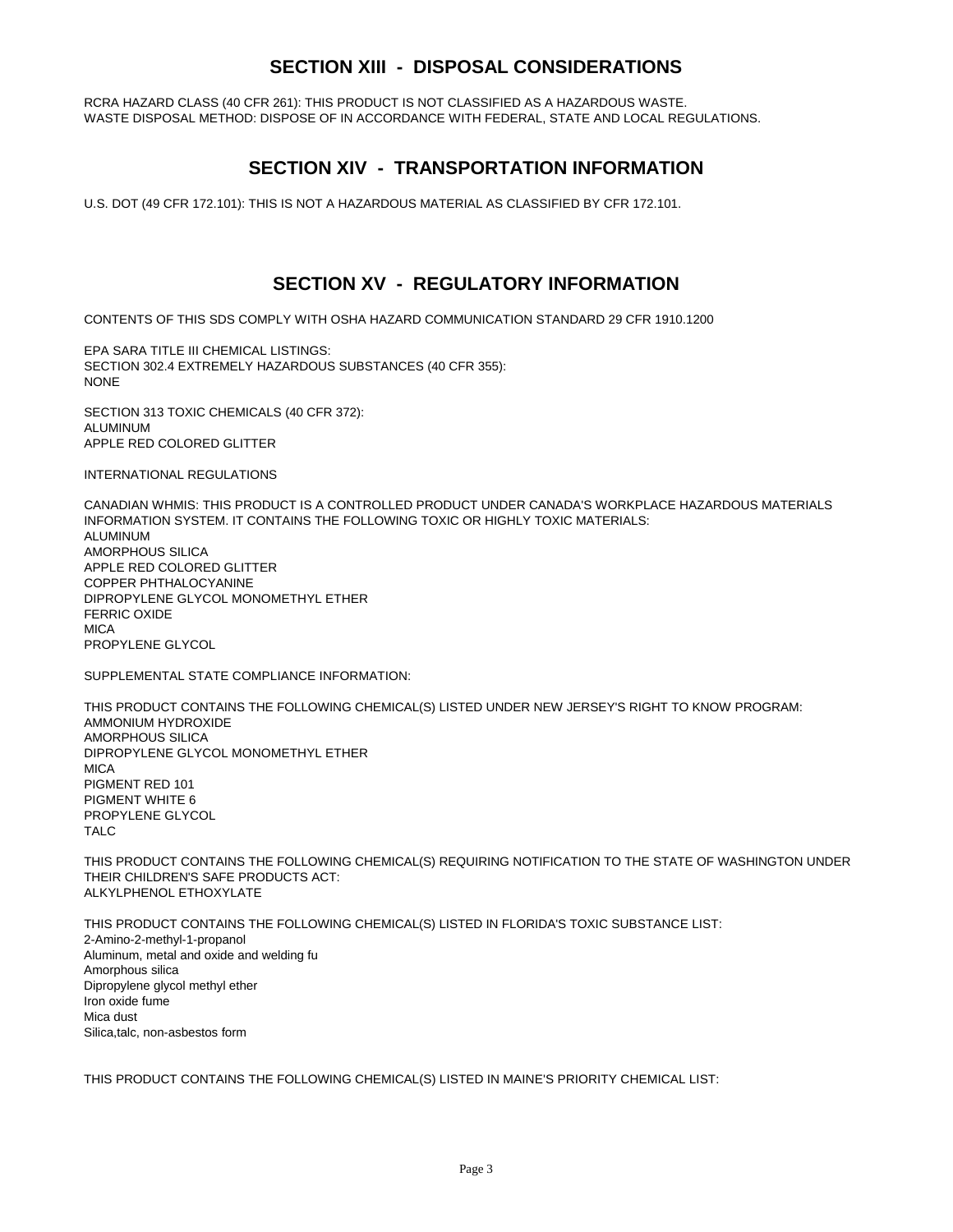## SECTION XIII - DISPOSAL CONSIDERATIONS

RCRA HAZARD CLASS (40 CFR 261): THIS PRODUCT IS NOT CLASSIFIED AS A HAZARDOUS WASTE.
WASTE DISPOSAL METHOD: DISPOSE OF IN ACCORDANCE WITH FEDERAL, STATE AND LOCAL REGULATIONS.

## SECTION XIV - TRANSPORTATION INFORMATION

U.S. DOT (49 CFR 172.101): THIS IS NOT A HAZARDOUS MATERIAL AS CLASSIFIED BY CFR 172.101.

## SECTION XV - REGULATORY INFORMATION

CONTENTS OF THIS SDS COMPLY WITH OSHA HAZARD COMMUNICATION STANDARD 29 CFR 1910.1200

EPA SARA TITLE III CHEMICAL LISTINGS:
SECTION 302.4 EXTREMELY HAZARDOUS SUBSTANCES (40 CFR 355):
NONE

SECTION 313 TOXIC CHEMICALS (40 CFR 372):
ALUMINUM
APPLE RED COLORED GLITTER

INTERNATIONAL REGULATIONS

CANADIAN WHMIS: THIS PRODUCT IS A CONTROLLED PRODUCT UNDER CANADA'S WORKPLACE HAZARDOUS MATERIALS INFORMATION SYSTEM. IT CONTAINS THE FOLLOWING TOXIC OR HIGHLY TOXIC MATERIALS:
ALUMINUM
AMORPHOUS SILICA
APPLE RED COLORED GLITTER
COPPER PHTHALOCYANINE
DIPROPYLENE GLYCOL MONOMETHYL ETHER
FERRIC OXIDE
MICA
PROPYLENE GLYCOL

SUPPLEMENTAL STATE COMPLIANCE INFORMATION:

THIS PRODUCT CONTAINS THE FOLLOWING CHEMICAL(S) LISTED UNDER NEW JERSEY'S RIGHT TO KNOW PROGRAM:
AMMONIUM HYDROXIDE
AMORPHOUS SILICA
DIPROPYLENE GLYCOL MONOMETHYL ETHER
MICA
PIGMENT RED 101
PIGMENT WHITE 6
PROPYLENE GLYCOL
TALC

THIS PRODUCT CONTAINS THE FOLLOWING CHEMICAL(S) REQUIRING NOTIFICATION TO THE STATE OF WASHINGTON UNDER THEIR CHILDREN'S SAFE PRODUCTS ACT:
ALKYLPHENOL ETHOXYLATE

THIS PRODUCT CONTAINS THE FOLLOWING CHEMICAL(S) LISTED IN FLORIDA'S TOXIC SUBSTANCE LIST:
2-Amino-2-methyl-1-propanol
Aluminum, metal and oxide and welding fu
Amorphous silica
Dipropylene glycol methyl ether
Iron oxide fume
Mica dust
Silica,talc, non-asbestos form

THIS PRODUCT CONTAINS THE FOLLOWING CHEMICAL(S) LISTED IN MAINE'S PRIORITY CHEMICAL LIST: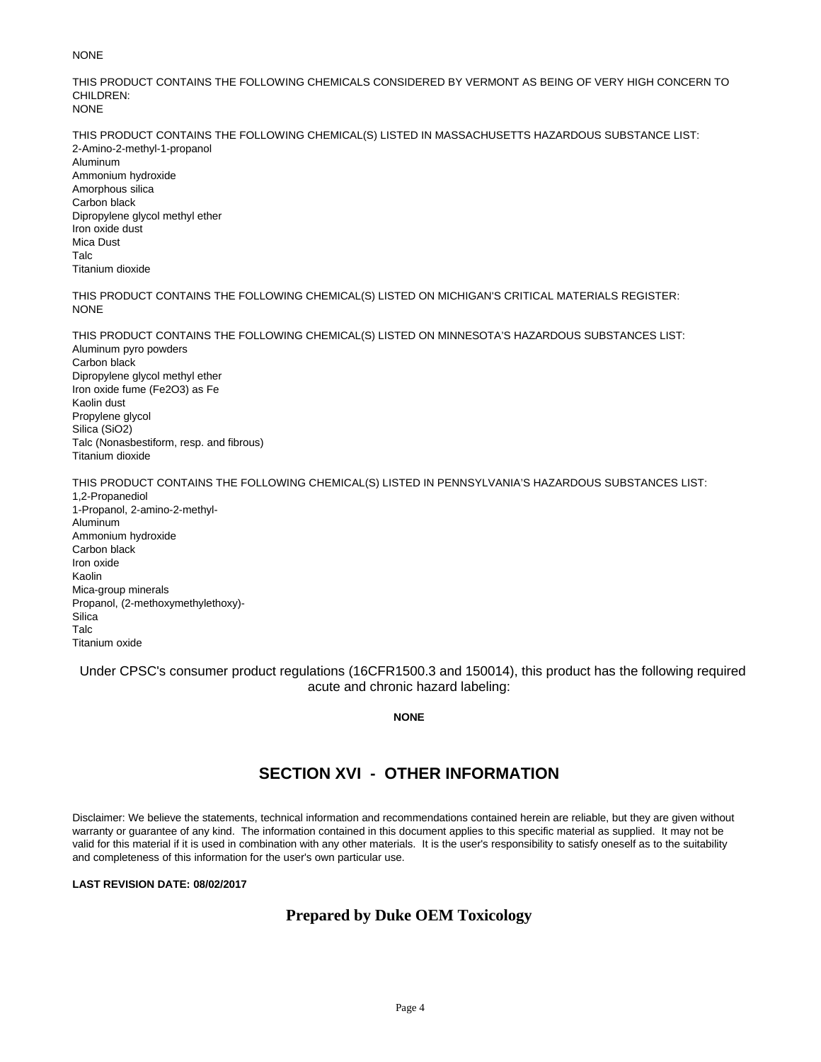NONE

THIS PRODUCT CONTAINS THE FOLLOWING CHEMICALS CONSIDERED BY VERMONT AS BEING OF VERY HIGH CONCERN TO CHILDREN:
NONE

THIS PRODUCT CONTAINS THE FOLLOWING CHEMICAL(S) LISTED IN MASSACHUSETTS HAZARDOUS SUBSTANCE LIST:
2-Amino-2-methyl-1-propanol
Aluminum
Ammonium hydroxide
Amorphous silica
Carbon black
Dipropylene glycol methyl ether
Iron oxide dust
Mica Dust
Talc
Titanium dioxide

THIS PRODUCT CONTAINS THE FOLLOWING CHEMICAL(S) LISTED ON MICHIGAN'S CRITICAL MATERIALS REGISTER:
NONE

THIS PRODUCT CONTAINS THE FOLLOWING CHEMICAL(S) LISTED ON MINNESOTA'S HAZARDOUS SUBSTANCES LIST:
Aluminum pyro powders
Carbon black
Dipropylene glycol methyl ether
Iron oxide fume ($Fe_2O_3$) as Fe
Kaolin dust
Propylene glycol
Silica ($SiO_2$)
Talc (Nonasbestiform, resp. and fibrous)
Titanium dioxide

THIS PRODUCT CONTAINS THE FOLLOWING CHEMICAL(S) LISTED IN PENNSYLVANIA'S HAZARDOUS SUBSTANCES LIST:
1,2-Propanediol
1-Propanol, 2-amino-2-methyl-
Aluminum
Ammonium hydroxide
Carbon black
Iron oxide
Kaolin
Mica-group minerals
Propanol, (2-methoxymethylethoxy)-
Silica
Talc
Titanium oxide

Under CPSC's consumer product regulations (16CFR1500.3 and 150014), this product has the following required acute and chronic hazard labeling:

**NONE**

## SECTION XVI - OTHER INFORMATION

Disclaimer: We believe the statements, technical information and recommendations contained herein are reliable, but they are given without warranty or guarantee of any kind. The information contained in this document applies to this specific material as supplied. It may not be valid for this material if it is used in combination with any other materials. It is the user's responsibility to satisfy oneself as to the suitability and completeness of this information for the user's own particular use.

**LAST REVISION DATE: 08/02/2017**

**Prepared by Duke OEM Toxicology**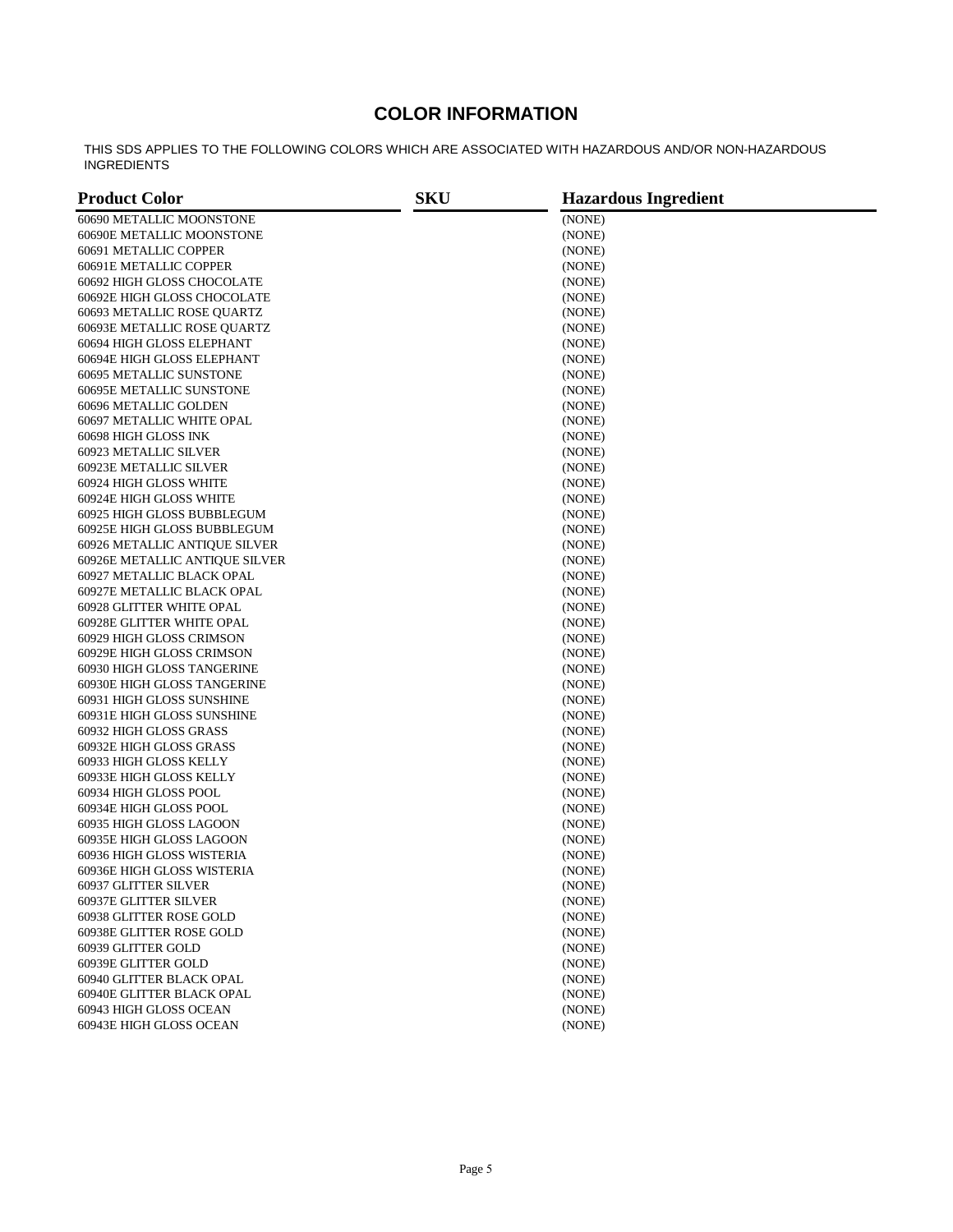## COLOR INFORMATION

THIS SDS APPLIES TO THE FOLLOWING COLORS WHICH ARE ASSOCIATED WITH HAZARDOUS AND/OR NON-HAZARDOUS INGREDIENTS

| Product Color | SKU | Hazardous Ingredient |
|---|---|---|
| 60690 METALLIC MOONSTONE | | (NONE) |
| 60690E METALLIC MOONSTONE | | (NONE) |
| 60691 METALLIC COPPER | | (NONE) |
| 60691E METALLIC COPPER | | (NONE) |
| 60692 HIGH GLOSS CHOCOLATE | | (NONE) |
| 60692E HIGH GLOSS CHOCOLATE | | (NONE) |
| 60693 METALLIC ROSE QUARTZ | | (NONE) |
| 60693E METALLIC ROSE QUARTZ | | (NONE) |
| 60694 HIGH GLOSS ELEPHANT | | (NONE) |
| 60694E HIGH GLOSS ELEPHANT | | (NONE) |
| 60695 METALLIC SUNSTONE | | (NONE) |
| 60695E METALLIC SUNSTONE | | (NONE) |
| 60696 METALLIC GOLDEN | | (NONE) |
| 60697 METALLIC WHITE OPAL | | (NONE) |
| 60698 HIGH GLOSS INK | | (NONE) |
| 60923 METALLIC SILVER | | (NONE) |
| 60923E METALLIC SILVER | | (NONE) |
| 60924 HIGH GLOSS WHITE | | (NONE) |
| 60924E HIGH GLOSS WHITE | | (NONE) |
| 60925 HIGH GLOSS BUBBLEGUM | | (NONE) |
| 60925E HIGH GLOSS BUBBLEGUM | | (NONE) |
| 60926 METALLIC ANTIQUE SILVER | | (NONE) |
| 60926E METALLIC ANTIQUE SILVER | | (NONE) |
| 60927 METALLIC BLACK OPAL | | (NONE) |
| 60927E METALLIC BLACK OPAL | | (NONE) |
| 60928 GLITTER WHITE OPAL | | (NONE) |
| 60928E GLITTER WHITE OPAL | | (NONE) |
| 60929 HIGH GLOSS CRIMSON | | (NONE) |
| 60929E HIGH GLOSS CRIMSON | | (NONE) |
| 60930 HIGH GLOSS TANGERINE | | (NONE) |
| 60930E HIGH GLOSS TANGERINE | | (NONE) |
| 60931 HIGH GLOSS SUNSHINE | | (NONE) |
| 60931E HIGH GLOSS SUNSHINE | | (NONE) |
| 60932 HIGH GLOSS GRASS | | (NONE) |
| 60932E HIGH GLOSS GRASS | | (NONE) |
| 60933 HIGH GLOSS KELLY | | (NONE) |
| 60933E HIGH GLOSS KELLY | | (NONE) |
| 60934 HIGH GLOSS POOL | | (NONE) |
| 60934E HIGH GLOSS POOL | | (NONE) |
| 60935 HIGH GLOSS LAGOON | | (NONE) |
| 60935E HIGH GLOSS LAGOON | | (NONE) |
| 60936 HIGH GLOSS WISTERIA | | (NONE) |
| 60936E HIGH GLOSS WISTERIA | | (NONE) |
| 60937 GLITTER SILVER | | (NONE) |
| 60937E GLITTER SILVER | | (NONE) |
| 60938 GLITTER ROSE GOLD | | (NONE) |
| 60938E GLITTER ROSE GOLD | | (NONE) |
| 60939 GLITTER GOLD | | (NONE) |
| 60939E GLITTER GOLD | | (NONE) |
| 60940 GLITTER BLACK OPAL | | (NONE) |
| 60940E GLITTER BLACK OPAL | | (NONE) |
| 60943 HIGH GLOSS OCEAN | | (NONE) |
| 60943E HIGH GLOSS OCEAN | | (NONE) |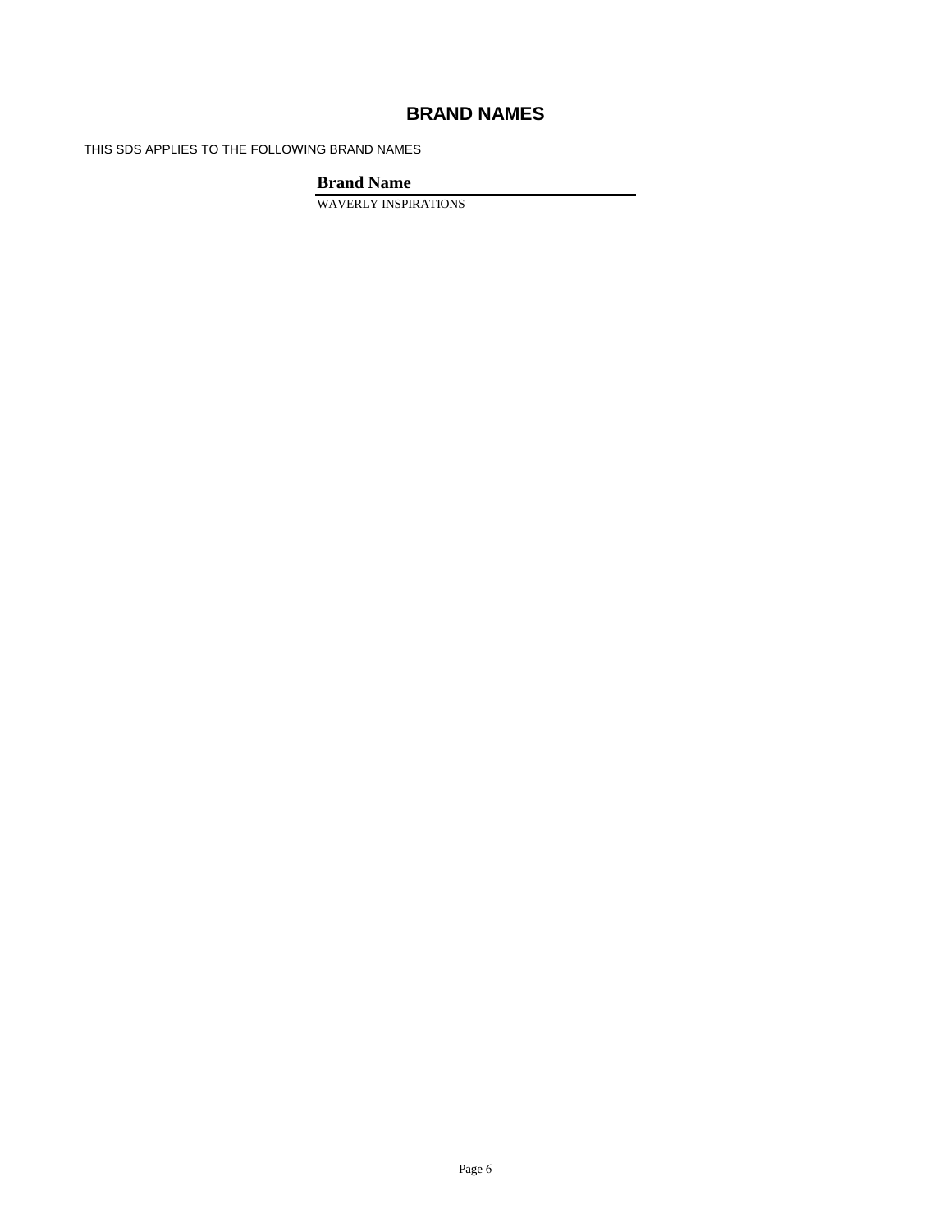## BRAND NAMES

THIS SDS APPLIES TO THE FOLLOWING BRAND NAMES

| Brand Name |
|---|
| WAVERLY INSPIRATIONS |